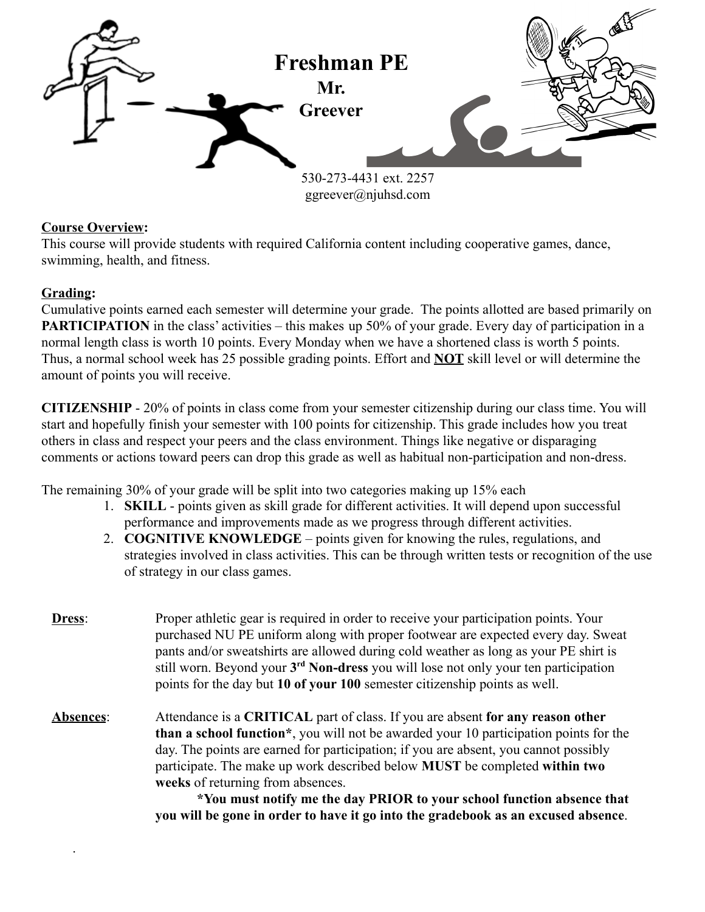# Freshman PE

**Mr. Greever**

530-273-4431 ext. 2257
ggreever@njuhsd.com

**Course Overview:**
This course will provide students with required California content including cooperative games, dance, swimming, health, and fitness.

**Grading:**
Cumulative points earned each semester will determine your grade. The points allotted are based primarily on **PARTICIPATION** in the class' activities – this makes up 50% of your grade. Every day of participation in a normal length class is worth 10 points. Every Monday when we have a shortened class is worth 5 points. Thus, a normal school week has 25 possible grading points. Effort and **NOT** skill level or will determine the amount of points you will receive.

**CITIZENSHIP** - 20% of points in class come from your semester citizenship during our class time. You will start and hopefully finish your semester with 100 points for citizenship. This grade includes how you treat others in class and respect your peers and the class environment. Things like negative or disparaging comments or actions toward peers can drop this grade as well as habitual non-participation and non-dress.

The remaining 30% of your grade will be split into two categories making up 15% each

1. **SKILL** - points given as skill grade for different activities. It will depend upon successful performance and improvements made as we progress through different activities.
2. **COGNITIVE KNOWLEDGE** – points given for knowing the rules, regulations, and strategies involved in class activities. This can be through written tests or recognition of the use of strategy in our class games.

**Dress**: Proper athletic gear is required in order to receive your participation points. Your purchased NU PE uniform along with proper footwear are expected every day. Sweat pants and/or sweatshirts are allowed during cold weather as long as your PE shirt is still worn. Beyond your **3rd Non-dress** you will lose not only your ten participation points for the day but **10 of your 100** semester citizenship points as well.

**Absences**: Attendance is a **CRITICAL** part of class. If you are absent **for any reason other than a school function***, you will not be awarded your 10 participation points for the day. The points are earned for participation; if you are absent, you cannot possibly participate. The make up work described below **MUST** be completed **within two weeks** of returning from absences.

**\*You must notify me the day PRIOR to your school function absence that you will be gone in order to have it go into the gradebook as an excused absence**.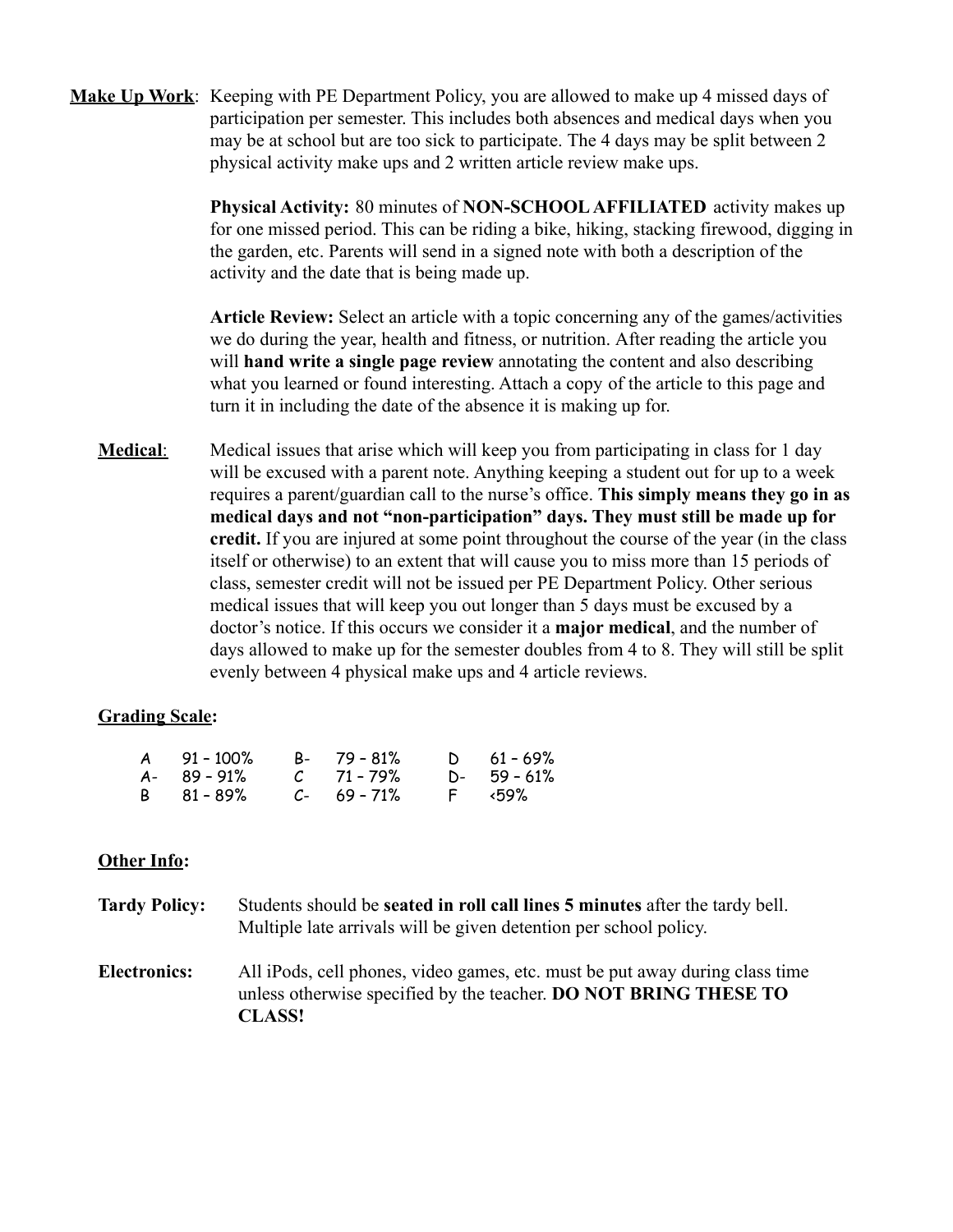**<u>Make Up Work</u>**: Keeping with PE Department Policy, you are allowed to make up 4 missed days of participation per semester. This includes both absences and medical days when you may be at school but are too sick to participate. The 4 days may be split between 2 physical activity make ups and 2 written article review make ups.

**Physical Activity:** 80 minutes of **NON-SCHOOL AFFILIATED** activity makes up for one missed period. This can be riding a bike, hiking, stacking firewood, digging in the garden, etc. Parents will send in a signed note with both a description of the activity and the date that is being made up.

**Article Review:** Select an article with a topic concerning any of the games/activities we do during the year, health and fitness, or nutrition. After reading the article you will **hand write a single page review** annotating the content and also describing what you learned or found interesting. Attach a copy of the article to this page and turn it in including the date of the absence it is making up for.

**<u>Medical</u>**: Medical issues that arise which will keep you from participating in class for 1 day will be excused with a parent note. Anything keeping a student out for up to a week requires a parent/guardian call to the nurse's office. **This simply means they go in as medical days and not "non-participation" days. They must still be made up for credit.** If you are injured at some point throughout the course of the year (in the class itself or otherwise) to an extent that will cause you to miss more than 15 periods of class, semester credit will not be issued per PE Department Policy. Other serious medical issues that will keep you out longer than 5 days must be excused by a doctor's notice. If this occurs we consider it a **major medical**, and the number of days allowed to make up for the semester doubles from 4 to 8. They will still be split evenly between 4 physical make ups and 4 article reviews.

**<u>Grading Scale</u>:**

| | | | | | |
|---|---|---|---|---|---|
| A | 91 – 100% | B- | 79 – 81% | D | 61 – 69% |
| A- | 89 – 91% | C | 71 – 79% | D- | 59 – 61% |
| B | 81 – 89% | C- | 69 – 71% | F | <59% |

**<u>Other Info</u>:**

**Tardy Policy:** Students should be **seated in roll call lines 5 minutes** after the tardy bell. Multiple late arrivals will be given detention per school policy.

**Electronics:** All iPods, cell phones, video games, etc. must be put away during class time unless otherwise specified by the teacher. **DO NOT BRING THESE TO CLASS!**